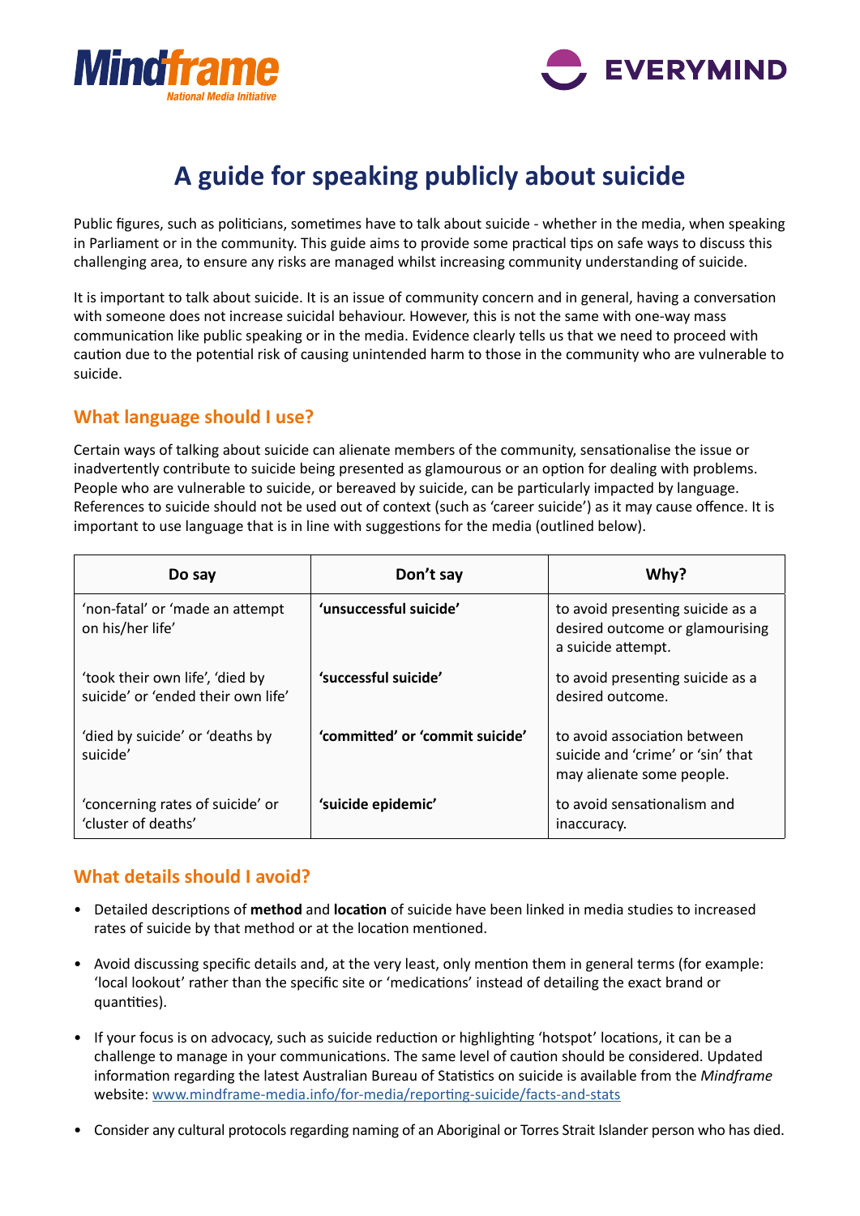Mindframe National Media Initiative

EVERYMIND

# A guide for speaking publicly about suicide

Public figures, such as politicians, sometimes have to talk about suicide - whether in the media, when speaking in Parliament or in the community. This guide aims to provide some practical tips on safe ways to discuss this challenging area, to ensure any risks are managed whilst increasing community understanding of suicide.

It is important to talk about suicide. It is an issue of community concern and in general, having a conversation with someone does not increase suicidal behaviour. However, this is not the same with one-way mass communication like public speaking or in the media. Evidence clearly tells us that we need to proceed with caution due to the potential risk of causing unintended harm to those in the community who are vulnerable to suicide.

## What language should I use?

Certain ways of talking about suicide can alienate members of the community, sensationalise the issue or inadvertently contribute to suicide being presented as glamourous or an option for dealing with problems. People who are vulnerable to suicide, or bereaved by suicide, can be particularly impacted by language. References to suicide should not be used out of context (such as 'career suicide') as it may cause offence. It is important to use language that is in line with suggestions for the media (outlined below).

| Do say | Don't say | Why? |
|---|---|---|
| 'non-fatal' or 'made an attempt on his/her life' | **'unsuccessful suicide'** | to avoid presenting suicide as a desired outcome or glamourising a suicide attempt. |
| 'took their own life', 'died by suicide' or 'ended their own life' | **'successful suicide'** | to avoid presenting suicide as a desired outcome. |
| 'died by suicide' or 'deaths by suicide' | **'committed' or 'commit suicide'** | to avoid association between suicide and 'crime' or 'sin' that may alienate some people. |
| 'concerning rates of suicide' or 'cluster of deaths' | **'suicide epidemic'** | to avoid sensationalism and inaccuracy. |

## What details should I avoid?

- Detailed descriptions of **method** and **location** of suicide have been linked in media studies to increased rates of suicide by that method or at the location mentioned.
- Avoid discussing specific details and, at the very least, only mention them in general terms (for example: 'local lookout' rather than the specific site or 'medications' instead of detailing the exact brand or quantities).
- If your focus is on advocacy, such as suicide reduction or highlighting 'hotspot' locations, it can be a challenge to manage in your communications. The same level of caution should be considered. Updated information regarding the latest Australian Bureau of Statistics on suicide is available from the *Mindframe* website: [www.mindframe-media.info/for-media/reporting-suicide/facts-and-stats](www.mindframe-media.info/for-media/reporting-suicide/facts-and-stats)
- Consider any cultural protocols regarding naming of an Aboriginal or Torres Strait Islander person who has died.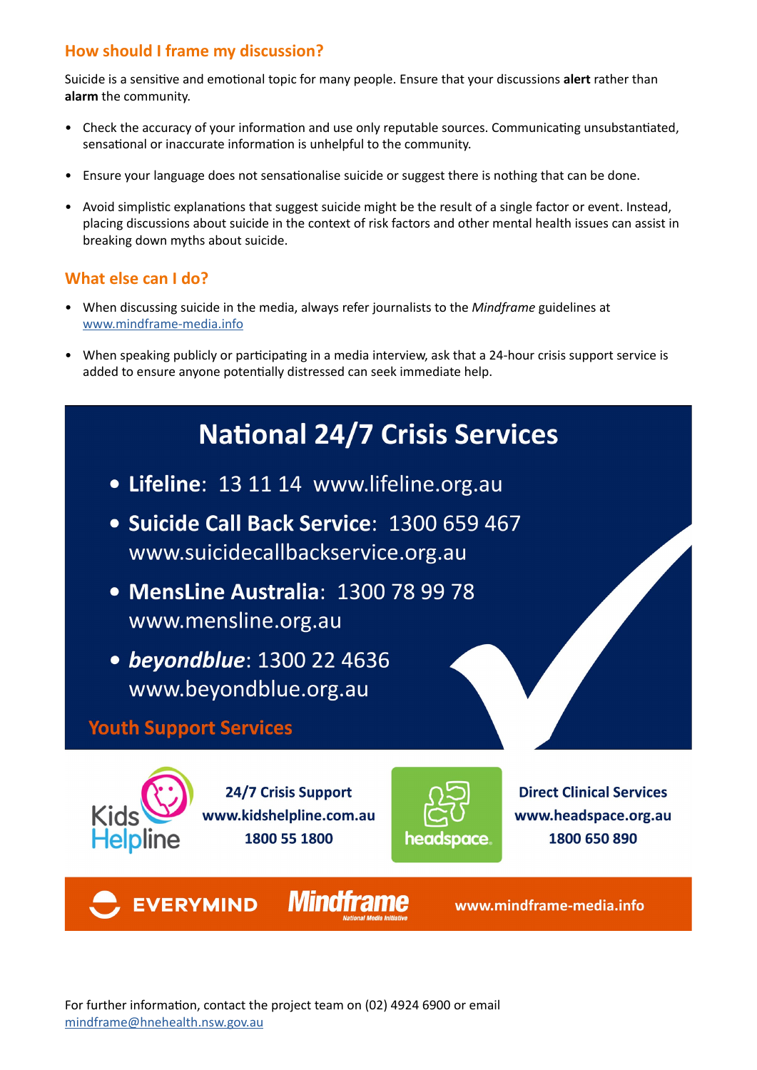## How should I frame my discussion?

Suicide is a sensitive and emotional topic for many people. Ensure that your discussions **alert** rather than **alarm** the community.

- Check the accuracy of your information and use only reputable sources. Communicating unsubstantiated, sensational or inaccurate information is unhelpful to the community.
- Ensure your language does not sensationalise suicide or suggest there is nothing that can be done.
- Avoid simplistic explanations that suggest suicide might be the result of a single factor or event. Instead, placing discussions about suicide in the context of risk factors and other mental health issues can assist in breaking down myths about suicide.

## What else can I do?

- When discussing suicide in the media, always refer journalists to the *Mindframe* guidelines at www.mindframe-media.info
- When speaking publicly or participating in a media interview, ask that a 24-hour crisis support service is added to ensure anyone potentially distressed can seek immediate help.

## National 24/7 Crisis Services

- **Lifeline**: 13 11 14 www.lifeline.org.au
- **Suicide Call Back Service**: 1300 659 467 www.suicidecallbackservice.org.au
- **MensLine Australia**: 1300 78 99 78 www.mensline.org.au
- ***beyondblue***: 1300 22 4636 www.beyondblue.org.au

### Youth Support Services

Kids Helpline

**24/7 Crisis Support**
**www.kidshelpline.com.au**
**1800 55 1800**

headspace

**Direct Clinical Services**
**www.headspace.org.au**
**1800 650 890**

EVERYMIND Mindframe National Media Initiative www.mindframe-media.info

For further information, contact the project team on (02) 4924 6900 or email mindframe@hnehealth.nsw.gov.au